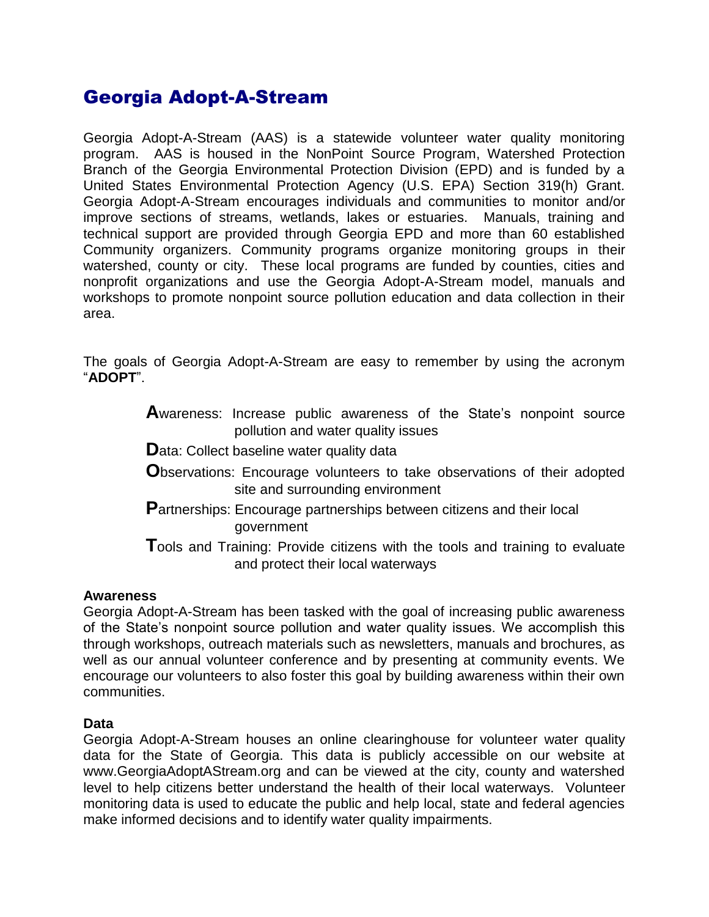# Georgia Adopt-A-Stream

Georgia Adopt-A-Stream (AAS) is a statewide volunteer water quality monitoring program. AAS is housed in the NonPoint Source Program, Watershed Protection Branch of the Georgia Environmental Protection Division (EPD) and is funded by a United States Environmental Protection Agency (U.S. EPA) Section 319(h) Grant. Georgia Adopt-A-Stream encourages individuals and communities to monitor and/or improve sections of streams, wetlands, lakes or estuaries. Manuals, training and technical support are provided through Georgia EPD and more than 60 established Community organizers. Community programs organize monitoring groups in their watershed, county or city. These local programs are funded by counties, cities and nonprofit organizations and use the Georgia Adopt-A-Stream model, manuals and workshops to promote nonpoint source pollution education and data collection in their area.

The goals of Georgia Adopt-A-Stream are easy to remember by using the acronym "**ADOPT**".

- **A**wareness: Increase public awareness of the State's nonpoint source pollution and water quality issues
- **D**ata: Collect baseline water quality data
- **O**bservations: Encourage volunteers to take observations of their adopted site and surrounding environment
- **P**artnerships: Encourage partnerships between citizens and their local government
- **T**ools and Training: Provide citizens with the tools and training to evaluate and protect their local waterways

**Awareness**

Georgia Adopt-A-Stream has been tasked with the goal of increasing public awareness of the State's nonpoint source pollution and water quality issues. We accomplish this through workshops, outreach materials such as newsletters, manuals and brochures, as well as our annual volunteer conference and by presenting at community events. We encourage our volunteers to also foster this goal by building awareness within their own communities.

**Data**

Georgia Adopt-A-Stream houses an online clearinghouse for volunteer water quality data for the State of Georgia. This data is publicly accessible on our website at www.GeorgiaAdoptAStream.org and can be viewed at the city, county and watershed level to help citizens better understand the health of their local waterways. Volunteer monitoring data is used to educate the public and help local, state and federal agencies make informed decisions and to identify water quality impairments.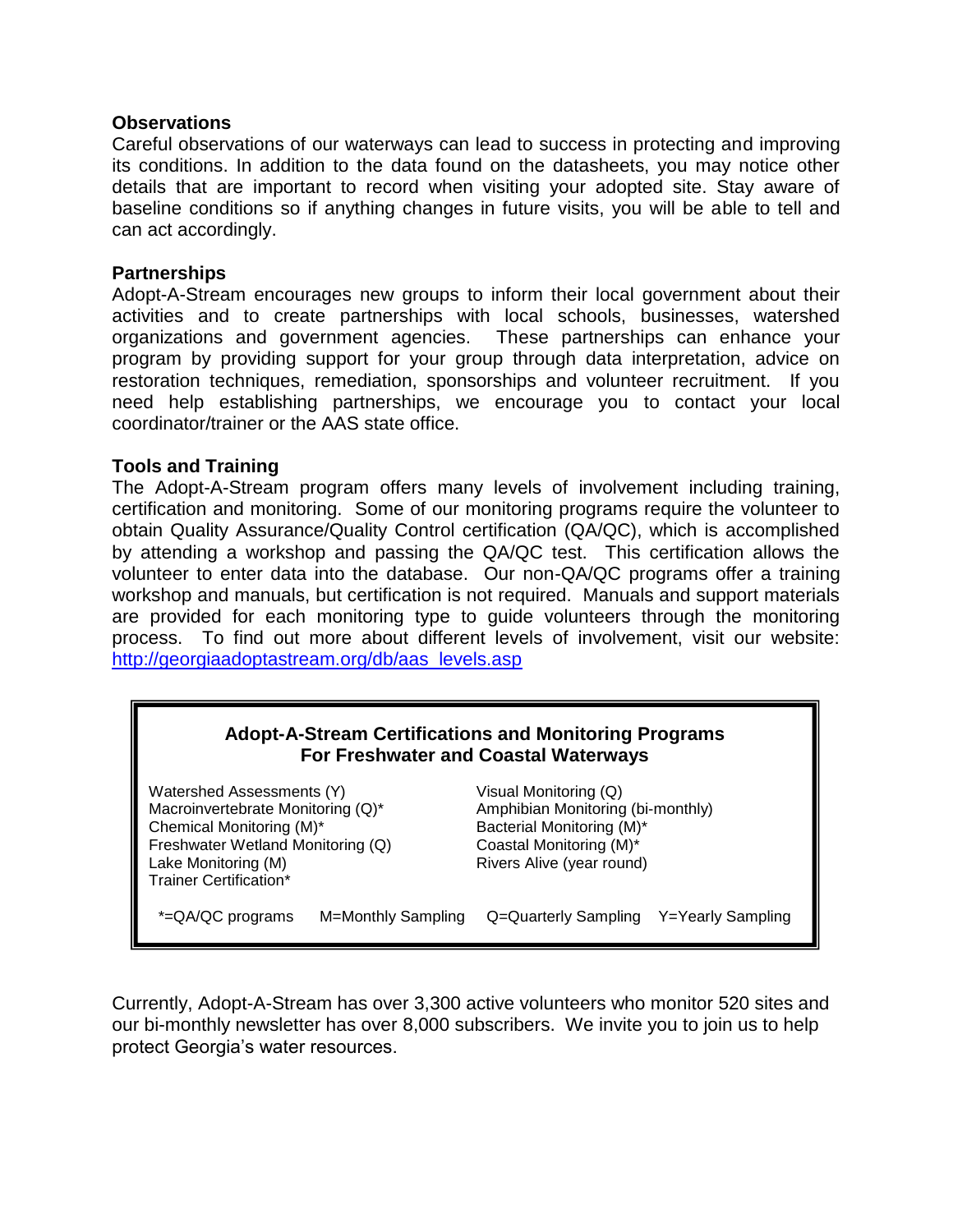**Observations**

Careful observations of our waterways can lead to success in protecting and improving its conditions. In addition to the data found on the datasheets, you may notice other details that are important to record when visiting your adopted site. Stay aware of baseline conditions so if anything changes in future visits, you will be able to tell and can act accordingly.

**Partnerships**

Adopt-A-Stream encourages new groups to inform their local government about their activities and to create partnerships with local schools, businesses, watershed organizations and government agencies. These partnerships can enhance your program by providing support for your group through data interpretation, advice on restoration techniques, remediation, sponsorships and volunteer recruitment. If you need help establishing partnerships, we encourage you to contact your local coordinator/trainer or the AAS state office.

**Tools and Training**

The Adopt-A-Stream program offers many levels of involvement including training, certification and monitoring. Some of our monitoring programs require the volunteer to obtain Quality Assurance/Quality Control certification (QA/QC), which is accomplished by attending a workshop and passing the QA/QC test. This certification allows the volunteer to enter data into the database. Our non-QA/QC programs offer a training workshop and manuals, but certification is not required. Manuals and support materials are provided for each monitoring type to guide volunteers through the monitoring process. To find out more about different levels of involvement, visit our website: [http://georgiaadoptastream.org/db/aas_levels.asp](http://georgiaadoptastream.org/db/aas_levels.asp)

**Adopt-A-Stream Certifications and Monitoring Programs**
**For Freshwater and Coastal Waterways**

| | |
|---|---|
| Watershed Assessments (Y) | Visual Monitoring (Q) |
| Macroinvertebrate Monitoring (Q)* | Amphibian Monitoring (bi-monthly) |
| Chemical Monitoring (M)* | Bacterial Monitoring (M)* |
| Freshwater Wetland Monitoring (Q) | Coastal Monitoring (M)* |
| Lake Monitoring (M) | Rivers Alive (year round) |
| Trainer Certification* | |

*=QA/QC programs M=Monthly Sampling Q=Quarterly Sampling Y=Yearly Sampling

Currently, Adopt-A-Stream has over 3,300 active volunteers who monitor 520 sites and our bi-monthly newsletter has over 8,000 subscribers. We invite you to join us to help protect Georgia's water resources.